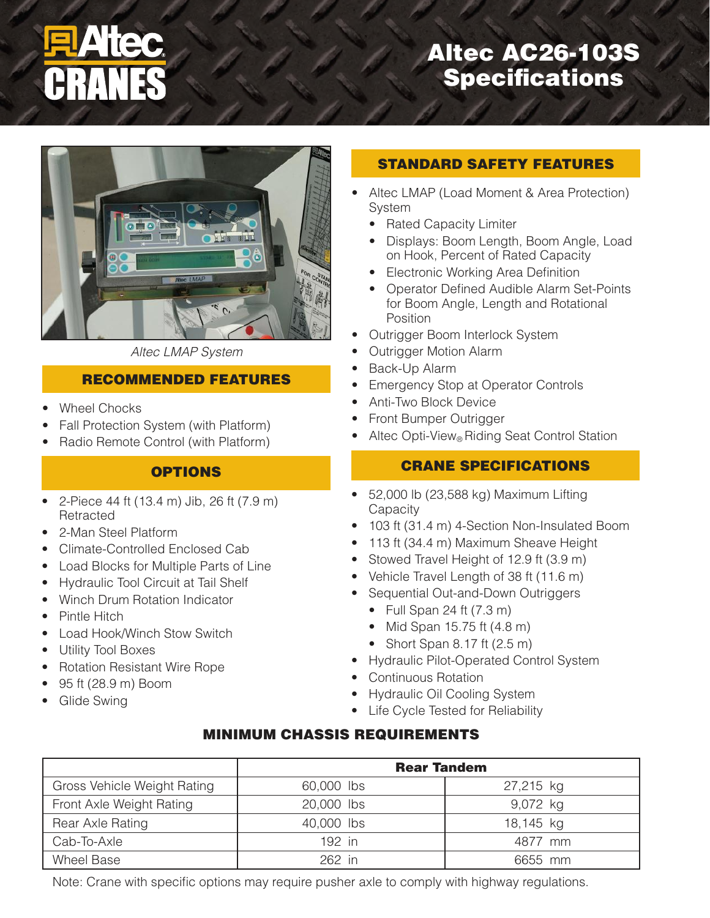# Altec AC26-103S Specifications

*Altec LMAP System*

## RECOMMENDED FEATURES

- Wheel Chocks
- Fall Protection System (with Platform)
- Radio Remote Control (with Platform)

## OPTIONS

- 2-Piece 44 ft (13.4 m) Jib, 26 ft (7.9 m) Retracted
- 2-Man Steel Platform
- Climate-Controlled Enclosed Cab
- Load Blocks for Multiple Parts of Line
- Hydraulic Tool Circuit at Tail Shelf
- Winch Drum Rotation Indicator
- Pintle Hitch
- Load Hook/Winch Stow Switch
- Utility Tool Boxes
- Rotation Resistant Wire Rope
- 95 ft (28.9 m) Boom
- Glide Swing

## STANDARD SAFETY FEATURES

- Altec LMAP (Load Moment & Area Protection) System
  - Rated Capacity Limiter
  - Displays: Boom Length, Boom Angle, Load on Hook, Percent of Rated Capacity
  - Electronic Working Area Definition
  - Operator Defined Audible Alarm Set-Points for Boom Angle, Length and Rotational Position
- Outrigger Boom Interlock System
- Outrigger Motion Alarm
- Back-Up Alarm
- Emergency Stop at Operator Controls
- Anti-Two Block Device
- Front Bumper Outrigger
- Altec Opti-View® Riding Seat Control Station

## CRANE SPECIFICATIONS

- 52,000 lb (23,588 kg) Maximum Lifting Capacity
- 103 ft (31.4 m) 4-Section Non-Insulated Boom
- 113 ft (34.4 m) Maximum Sheave Height
- Stowed Travel Height of 12.9 ft (3.9 m)
- Vehicle Travel Length of 38 ft (11.6 m)
- Sequential Out-and-Down Outriggers
  - Full Span 24 ft (7.3 m)
  - Mid Span 15.75 ft (4.8 m)
  - Short Span 8.17 ft (2.5 m)
- Hydraulic Pilot-Operated Control System
- Continuous Rotation
- Hydraulic Oil Cooling System
- Life Cycle Tested for Reliability

## MINIMUM CHASSIS REQUIREMENTS

| | **Rear Tandem** | |
|---|---|---|
| Gross Vehicle Weight Rating | 60,000 lbs | 27,215 kg |
| Front Axle Weight Rating | 20,000 lbs | 9,072 kg |
| Rear Axle Rating | 40,000 lbs | 18,145 kg |
| Cab-To-Axle | 192 in | 4877 mm |
| Wheel Base | 262 in | 6655 mm |

Note: Crane with specific options may require pusher axle to comply with highway regulations.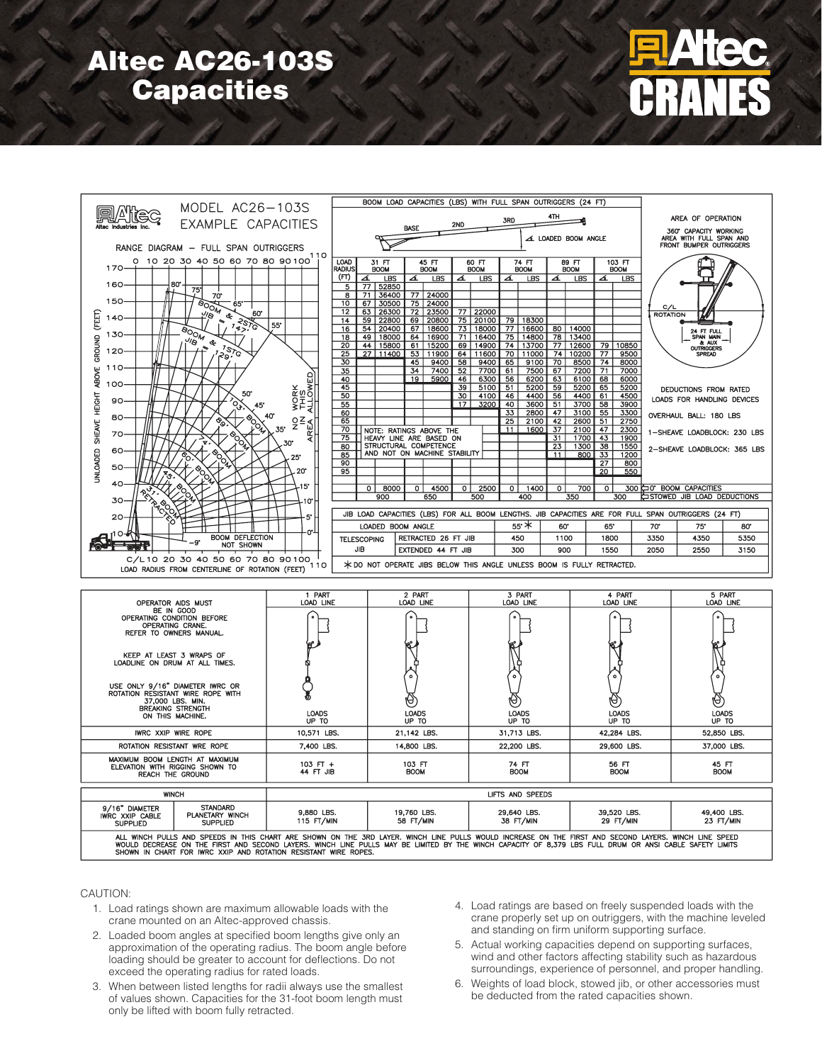# Altec AC26-103S Capacities

Altec CRANES

MODEL AC26–103S
EXAMPLE CAPACITIES

RANGE DIAGRAM – FULL SPAN OUTRIGGERS

UNLOADED SHEAVE HEIGHT ABOVE GROUND (FEET)

LOAD RADIUS FROM CENTERLINE OF ROTATION (FEET)

BOOM & JIB = 147', BOOM & JIB = 129', 103' BOOM, 89' BOOM, 74' BOOM, 60' BOOM, 45' BOOM, 31' BOOM RETRACTED

NO WORK IN THIS AREA ALLOWED

BOOM DEFLECTION NOT SHOWN

BOOM LOAD CAPACITIES (LBS) WITH FULL SPAN OUTRIGGERS (24 FT)

BASE, 2ND, 3RD, 4TH — ∡ LOADED BOOM ANGLE

| LOAD RADIUS (FT) | 31 FT BOOM ∡ | 31 FT BOOM LBS | 45 FT BOOM ∡ | 45 FT BOOM LBS | 60 FT BOOM ∡ | 60 FT BOOM LBS | 74 FT BOOM ∡ | 74 FT BOOM LBS | 89 FT BOOM ∡ | 89 FT BOOM LBS | 103 FT BOOM ∡ | 103 FT BOOM LBS |
|---|---|---|---|---|---|---|---|---|---|---|---|---|
| 5 | 77 | 52850 | | | | | | | | | | |
| 8 | 71 | 36400 | 77 | 24000 | | | | | | | | |
| 10 | 67 | 30500 | 75 | 24000 | | | | | | | | |
| 12 | 63 | 26300 | 72 | 23500 | 77 | 22000 | | | | | | |
| 14 | 59 | 22800 | 69 | 20800 | 75 | 20100 | 79 | 18300 | | | | |
| 16 | 54 | 20400 | 67 | 18600 | 73 | 18000 | 77 | 16600 | 80 | 14000 | | |
| 18 | 49 | 18000 | 64 | 16900 | 71 | 16400 | 75 | 14800 | 78 | 13400 | | |
| 20 | 44 | 15800 | 61 | 15200 | 69 | 14900 | 74 | 13700 | 77 | 12600 | 79 | 10850 |
| 25 | 27 | 11400 | 53 | 11900 | 64 | 11600 | 70 | 11000 | 74 | 10200 | 77 | 9500 |
| 30 | | | 45 | 9400 | 58 | 9400 | 65 | 9100 | 70 | 8500 | 74 | 8000 |
| 35 | | | 34 | 7400 | 52 | 7700 | 61 | 7500 | 67 | 7200 | 71 | 7000 |
| 40 | | | 19 | 5900 | 46 | 6300 | 56 | 6200 | 63 | 6100 | 68 | 6000 |
| 45 | | | | | 39 | 5100 | 51 | 5200 | 59 | 5200 | 65 | 5200 |
| 50 | | | | | 30 | 4100 | 46 | 4400 | 56 | 4400 | 61 | 4500 |
| 55 | | | | | 17 | 3200 | 40 | 3600 | 51 | 3700 | 58 | 3900 |
| 60 | | | | | | | 33 | 2800 | 47 | 3100 | 55 | 3300 |
| 65 | | | | | | | 25 | 2100 | 42 | 2600 | 51 | 2750 |
| 70 | | | | | | | 11 | 1600 | 37 | 2100 | 47 | 2300 |
| 75 | | | | | | | | | 31 | 1700 | 43 | 1900 |
| 80 | | | | | | | | | 23 | 1300 | 38 | 1550 |
| 85 | | | | | | | | | 11 | 800 | 33 | 1200 |
| 90 | | | | | | | | | | | 27 | 800 |
| 95 | | | | | | | | | | | 20 | 550 |
| 0° BOOM CAPACITIES | 0 | 8000 | 0 | 4500 | 0 | 2500 | 0 | 1400 | 0 | 700 | 0 | 300 |
| STOWED JIB LOAD DEDUCTIONS | | 900 | | 650 | | 500 | | 400 | | 350 | | 300 |

NOTE: RATINGS ABOVE THE HEAVY LINE ARE BASED ON STRUCTURAL COMPETENCE AND NOT ON MACHINE STABILITY

AREA OF OPERATION

360° CAPACITY WORKING AREA WITH FULL SPAN AND FRONT BUMPER OUTRIGGERS

C/L ROTATION

24 FT FULL SPAN MAIN & AUX OUTRIGGERS SPREAD

DEDUCTIONS FROM RATED LOADS FOR HANDLING DEVICES

OVERHAUL BALL: 180 LBS

1–SHEAVE LOADBLOCK: 230 LBS

2–SHEAVE LOADBLOCK: 365 LBS

JIB LOAD CAPACITIES (LBS) FOR ALL BOOM LENGTHS. JIB CAPACITIES ARE FOR FULL SPAN OUTRIGGERS (24 FT)

| LOADED BOOM ANGLE | | 55°* | 60° | 65° | 70° | 75° | 80° |
|---|---|---|---|---|---|---|---|
| TELESCOPING JIB | RETRACTED 26 FT JIB | 450 | 1100 | 1800 | 3350 | 4350 | 5350 |
| TELESCOPING JIB | EXTENDED 44 FT JIB | 300 | 900 | 1550 | 2050 | 2550 | 3150 |

*DO NOT OPERATE JIBS BELOW THIS ANGLE UNLESS BOOM IS FULLY RETRACTED.

| | 1 PART LOAD LINE | 2 PART LOAD LINE | 3 PART LOAD LINE | 4 PART LOAD LINE | 5 PART LOAD LINE |
|---|---|---|---|---|---|
| OPERATOR AIDS MUST BE IN GOOD OPERATING CONDITION BEFORE OPERATING CRANE. REFER TO OWNERS MANUAL. KEEP AT LEAST 3 WRAPS OF LOADLINE ON DRUM AT ALL TIMES. USE ONLY 9/16" DIAMETER IWRC OR ROTATION RESISTANT WIRE ROPE WITH 37,000 LBS. MIN. BREAKING STRENGTH ON THIS MACHINE. | LOADS UP TO | LOADS UP TO | LOADS UP TO | LOADS UP TO | LOADS UP TO |
| IWRC XXIP WIRE ROPE | 10,571 LBS. | 21,142 LBS. | 31,713 LBS. | 42,284 LBS. | 52,850 LBS. |
| ROTATION RESISTANT WIRE ROPE | 7,400 LBS. | 14,800 LBS. | 22,200 LBS. | 29,600 LBS. | 37,000 LBS. |
| MAXIMUM BOOM LENGTH AT MAXIMUM ELEVATION WITH RIGGING SHOWN TO REACH THE GROUND | 103 FT + 44 FT JIB | 103 FT BOOM | 74 FT BOOM | 56 FT BOOM | 45 FT BOOM |

| WINCH | | LIFTS AND SPEEDS | | | | |
|---|---|---|---|---|---|---|
| 9/16" DIAMETER IWRC XXIP CABLE SUPPLIED | STANDARD PLANETARY WINCH SUPPLIED | 9,880 LBS. 115 FT/MIN | 19,760 LBS. 58 FT/MIN | 29,640 LBS. 38 FT/MIN | 39,520 LBS. 29 FT/MIN | 49,400 LBS. 23 FT/MIN |

ALL WINCH PULLS AND SPEEDS IN THIS CHART ARE SHOWN ON THE 3RD LAYER. WINCH LINE PULLS WOULD INCREASE ON THE FIRST AND SECOND LAYERS. WINCH LINE SPEED WOULD DECREASE ON THE FIRST AND SECOND LAYERS. WINCH LINE PULLS MAY BE LIMITED BY THE WINCH CAPACITY OF 8,379 LBS FULL DRUM OR ANSI CABLE SAFETY LIMITS SHOWN IN CHART FOR IWRC XXIP AND ROTATION RESISTANT WIRE ROPES.

CAUTION:

1. Load ratings shown are maximum allowable loads with the crane mounted on an Altec-approved chassis.
2. Loaded boom angles at specified boom lengths give only an approximation of the operating radius. The boom angle before loading should be greater to account for deflections. Do not exceed the operating radius for rated loads.
3. When between listed lengths for radii always use the smallest of values shown. Capacities for the 31-foot boom length must only be lifted with boom fully retracted.
4. Load ratings are based on freely suspended loads with the crane properly set up on outriggers, with the machine leveled and standing on firm uniform supporting surface.
5. Actual working capacities depend on supporting surfaces, wind and other factors affecting stability such as hazardous surroundings, experience of personnel, and proper handling.
6. Weights of load block, stowed jib, or other accessories must be deducted from the rated capacities shown.